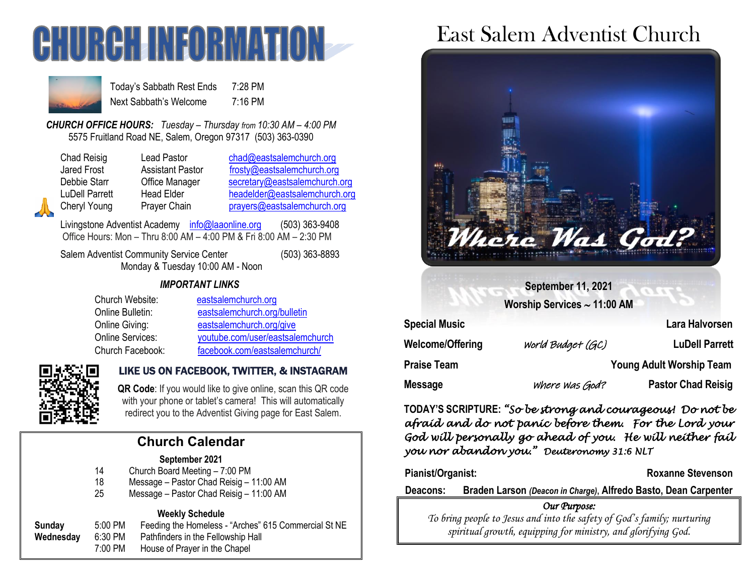# CHURCH INFORMATION

| | |
|---|---|
| Today's Sabbath Rest Ends | 7:28 PM |
| Next Sabbath's Welcome | 7:16 PM |

***CHURCH OFFICE HOURS:*** *Tuesday – Thursday from 10:30 AM – 4:00 PM*
5575 Fruitland Road NE, Salem, Oregon 97317 (503) 363-0390

| | | |
|---|---|---|
| Chad Reisig | Lead Pastor | chad@eastsalemchurch.org |
| Jared Frost | Assistant Pastor | frosty@eastsalemchurch.org |
| Debbie Starr | Office Manager | secretary@eastsalemchurch.org |
| LuDell Parrett | Head Elder | headelder@eastsalemchurch.org |
| Cheryl Young | Prayer Chain | prayers@eastsalemchurch.org |

Livingstone Adventist Academy info@laaonline.org (503) 363-9408
Office Hours: Mon – Thru 8:00 AM – 4:00 PM & Fri 8:00 AM – 2:30 PM

Salem Adventist Community Service Center (503) 363-8893
Monday & Tuesday 10:00 AM - Noon

***IMPORTANT LINKS***

| | |
|---|---|
| Church Website: | eastsalemchurch.org |
| Online Bulletin: | eastsalemchurch.org/bulletin |
| Online Giving: | eastsalemchurch.org/give |
| Online Services: | youtube.com/user/eastsalemchurch |
| Church Facebook: | facebook.com/eastsalemchurch/ |

**LIKE US ON FACEBOOK, TWITTER, & INSTAGRAM**

**QR Code**: If you would like to give online, scan this QR code with your phone or tablet's camera! This will automatically redirect you to the Adventist Giving page for East Salem.

## Church Calendar

**September 2021**

| | |
|---|---|
| 14 | Church Board Meeting – 7:00 PM |
| 18 | Message – Pastor Chad Reisig – 11:00 AM |
| 25 | Message – Pastor Chad Reisig – 11:00 AM |

**Weekly Schedule**

| | | |
|---|---|---|
| **Sunday** | 5:00 PM | Feeding the Homeless - "Arches" 615 Commercial St NE |
| **Wednesday** | 6:30 PM | Pathfinders in the Fellowship Hall |
| | 7:00 PM | House of Prayer in the Chapel |

# East Salem Adventist Church

**Where Was God?**

**September 11, 2021**
**Worship Services ~ 11:00 AM**

| | | |
|---|---|---|
| **Special Music** | | **Lara Halvorsen** |
| **Welcome/Offering** | *World Budget (GC)* | **LuDell Parrett** |
| **Praise Team** | | **Young Adult Worship Team** |
| **Message** | *Where Was God?* | **Pastor Chad Reisig** |

**TODAY'S SCRIPTURE:** *"So be strong and courageous! Do not be afraid and do not panic before them. For the Lord your God will personally go ahead of you. He will neither fail you nor abandon you." Deuteronomy 31:6 NLT*

**Pianist/Organist:** **Roxanne Stevenson**

**Deacons:** **Braden Larson** ***(Deacon in Charge)***, **Alfredo Basto, Dean Carpenter**

*Our Purpose:*
*To bring people to Jesus and into the safety of God's family; nurturing spiritual growth, equipping for ministry, and glorifying God.*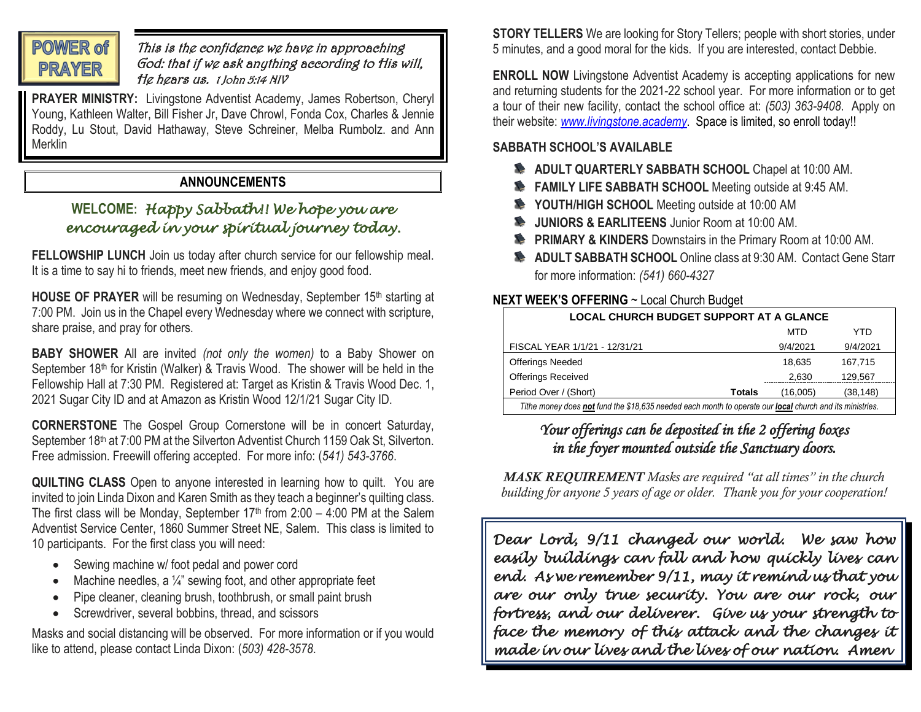**POWER of PRAYER**

*This is the confidence we have in approaching God: that if we ask anything according to His will, He hears us. 1 John 5:14 NIV*

**PRAYER MINISTRY:** Livingstone Adventist Academy, James Robertson, Cheryl Young, Kathleen Walter, Bill Fisher Jr, Dave Chrowl, Fonda Cox, Charles & Jennie Roddy, Lu Stout, David Hathaway, Steve Schreiner, Melba Rumbolz. and Ann Merklin

## ANNOUNCEMENTS

**WELCOME:** *Happy Sabbath!! We hope you are encouraged in your spiritual journey today.*

**FELLOWSHIP LUNCH** Join us today after church service for our fellowship meal. It is a time to say hi to friends, meet new friends, and enjoy good food.

**HOUSE OF PRAYER** will be resuming on Wednesday, September 15th starting at 7:00 PM. Join us in the Chapel every Wednesday where we connect with scripture, share praise, and pray for others.

**BABY SHOWER** All are invited *(not only the women)* to a Baby Shower on September 18th for Kristin (Walker) & Travis Wood. The shower will be held in the Fellowship Hall at 7:30 PM. Registered at: Target as Kristin & Travis Wood Dec. 1, 2021 Sugar City ID and at Amazon as Kristin Wood 12/1/21 Sugar City ID.

**CORNERSTONE** The Gospel Group Cornerstone will be in concert Saturday, September 18th at 7:00 PM at the Silverton Adventist Church 1159 Oak St, Silverton. Free admission. Freewill offering accepted. For more info: (*541) 543-3766*.

**QUILTING CLASS** Open to anyone interested in learning how to quilt. You are invited to join Linda Dixon and Karen Smith as they teach a beginner's quilting class. The first class will be Monday, September 17th from 2:00 – 4:00 PM at the Salem Adventist Service Center, 1860 Summer Street NE, Salem. This class is limited to 10 participants. For the first class you will need:

- Sewing machine w/ foot pedal and power cord
- Machine needles, a ¼" sewing foot, and other appropriate feet
- Pipe cleaner, cleaning brush, toothbrush, or small paint brush
- Screwdriver, several bobbins, thread, and scissors

Masks and social distancing will be observed. For more information or if you would like to attend, please contact Linda Dixon: (*503) 428-3578*.

**STORY TELLERS** We are looking for Story Tellers; people with short stories, under 5 minutes, and a good moral for the kids. If you are interested, contact Debbie.

**ENROLL NOW** Livingstone Adventist Academy is accepting applications for new and returning students for the 2021-22 school year. For more information or to get a tour of their new facility, contact the school office at: *(503) 363-9408*. Apply on their website: *www.livingstone.academy*. Space is limited, so enroll today!!

**SABBATH SCHOOL'S AVAILABLE**

- **ADULT QUARTERLY SABBATH SCHOOL** Chapel at 10:00 AM.
- **FAMILY LIFE SABBATH SCHOOL** Meeting outside at 9:45 AM.
- **YOUTH/HIGH SCHOOL** Meeting outside at 10:00 AM
- **JUNIORS & EARLITEENS** Junior Room at 10:00 AM.
- **PRIMARY & KINDERS** Downstairs in the Primary Room at 10:00 AM.
- **ADULT SABBATH SCHOOL** Online class at 9:30 AM. Contact Gene Starr for more information: *(541) 660-4327*

**NEXT WEEK'S OFFERING** ~ Local Church Budget

| LOCAL CHURCH BUDGET SUPPORT AT A GLANCE | | MTD | YTD |
|---|---|---|---|
| FISCAL YEAR 1/1/21 - 12/31/21 | | 9/4/2021 | 9/4/2021 |
| Offerings Needed | | 18,635 | 167,715 |
| Offerings Received | | 2,630 | 129,567 |
| Period Over / (Short) | **Totals** | (16,005) | (38,148) |

*Tithe money does **not** fund the $18,635 needed each month to operate our **local** church and its ministries.*

*Your offerings can be deposited in the 2 offering boxes in the foyer mounted outside the Sanctuary doors.*

***MASK REQUIREMENT*** *Masks are required "at all times" in the church building for anyone 5 years of age or older. Thank you for your cooperation!*

*Dear Lord, 9/11 changed our world. We saw how easily buildings can fall and how quickly lives can end. As we remember 9/11, may it remind us that you are our only true security. You are our rock, our fortress, and our deliverer. Give us your strength to face the memory of this attack and the changes it made in our lives and the lives of our nation. Amen*